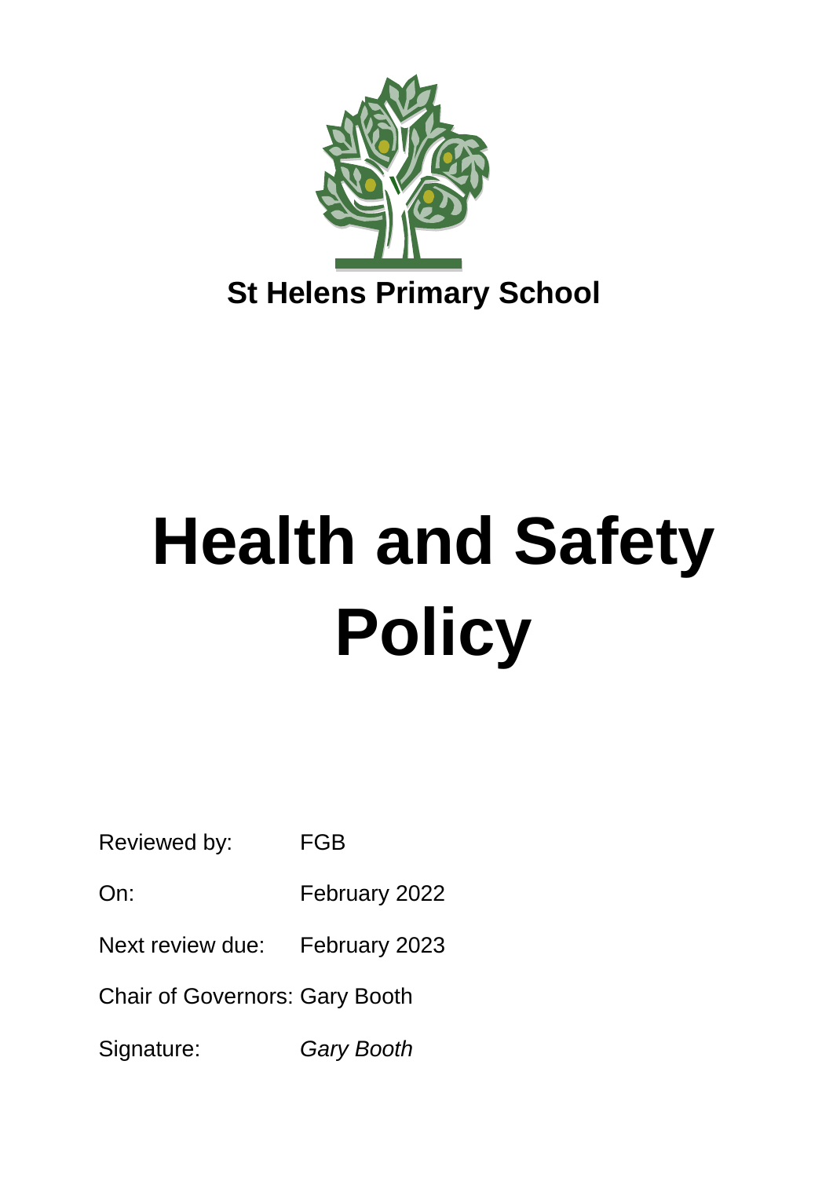**St Helens Primary School**

# Health and Safety Policy

Reviewed by: FGB

On: February 2022

Next review due: February 2023

Chair of Governors: Gary Booth

Signature: *Gary Booth*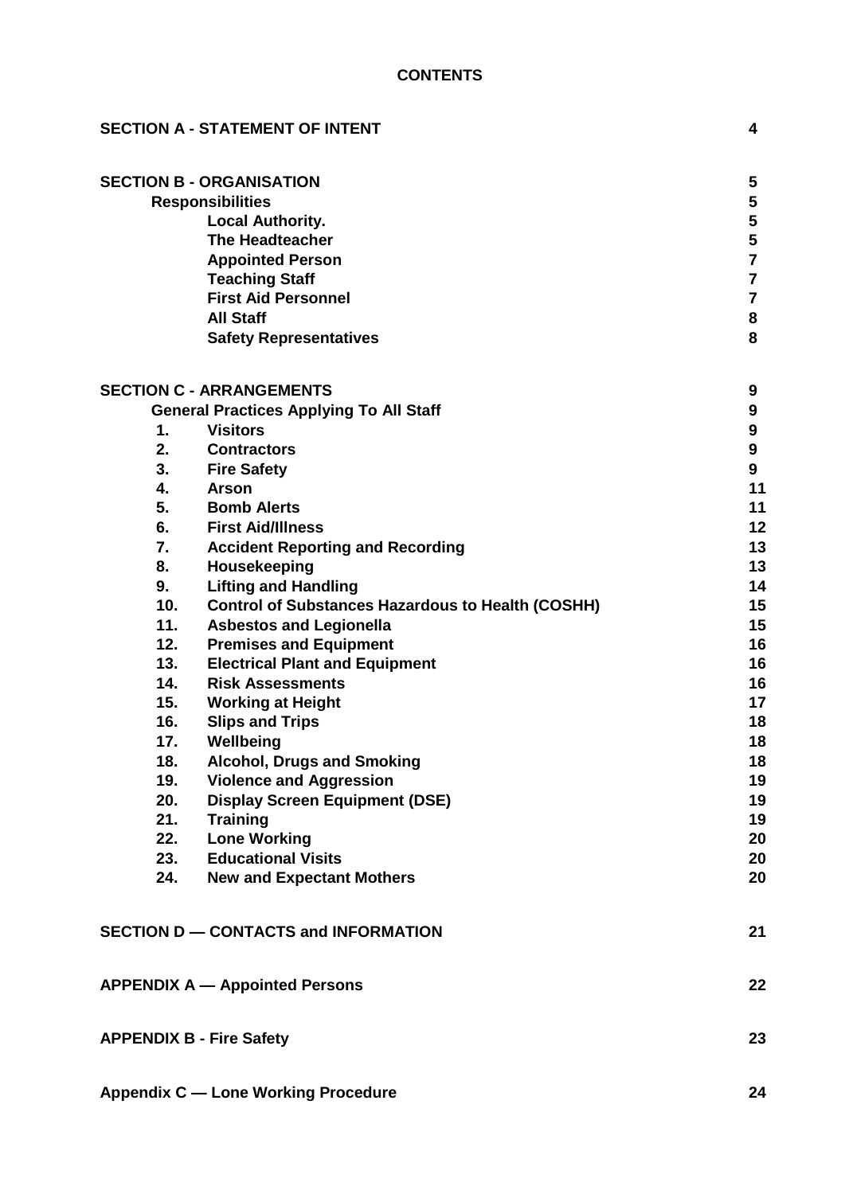**CONTENTS**

| | |
|---|---|
| **SECTION A - STATEMENT OF INTENT** | **4** |
| | |
| **SECTION B - ORGANISATION** | **5** |
| **Responsibilities** | **5** |
| **Local Authority.** | **5** |
| **The Headteacher** | **5** |
| **Appointed Person** | **7** |
| **Teaching Staff** | **7** |
| **First Aid Personnel** | **7** |
| **All Staff** | **8** |
| **Safety Representatives** | **8** |
| | |
| **SECTION C - ARRANGEMENTS** | **9** |
| **General Practices Applying To All Staff** | **9** |
| **1. Visitors** | **9** |
| **2. Contractors** | **9** |
| **3. Fire Safety** | **9** |
| **4. Arson** | **11** |
| **5. Bomb Alerts** | **11** |
| **6. First Aid/Illness** | **12** |
| **7. Accident Reporting and Recording** | **13** |
| **8. Housekeeping** | **13** |
| **9. Lifting and Handling** | **14** |
| **10. Control of Substances Hazardous to Health (COSHH)** | **15** |
| **11. Asbestos and Legionella** | **15** |
| **12. Premises and Equipment** | **16** |
| **13. Electrical Plant and Equipment** | **16** |
| **14. Risk Assessments** | **16** |
| **15. Working at Height** | **17** |
| **16. Slips and Trips** | **18** |
| **17. Wellbeing** | **18** |
| **18. Alcohol, Drugs and Smoking** | **18** |
| **19. Violence and Aggression** | **19** |
| **20. Display Screen Equipment (DSE)** | **19** |
| **21. Training** | **19** |
| **22. Lone Working** | **20** |
| **23. Educational Visits** | **20** |
| **24. New and Expectant Mothers** | **20** |
| | |
| **SECTION D — CONTACTS and INFORMATION** | **21** |
| | |
| **APPENDIX A — Appointed Persons** | **22** |
| | |
| **APPENDIX B - Fire Safety** | **23** |
| | |
| **Appendix C — Lone Working Procedure** | **24** |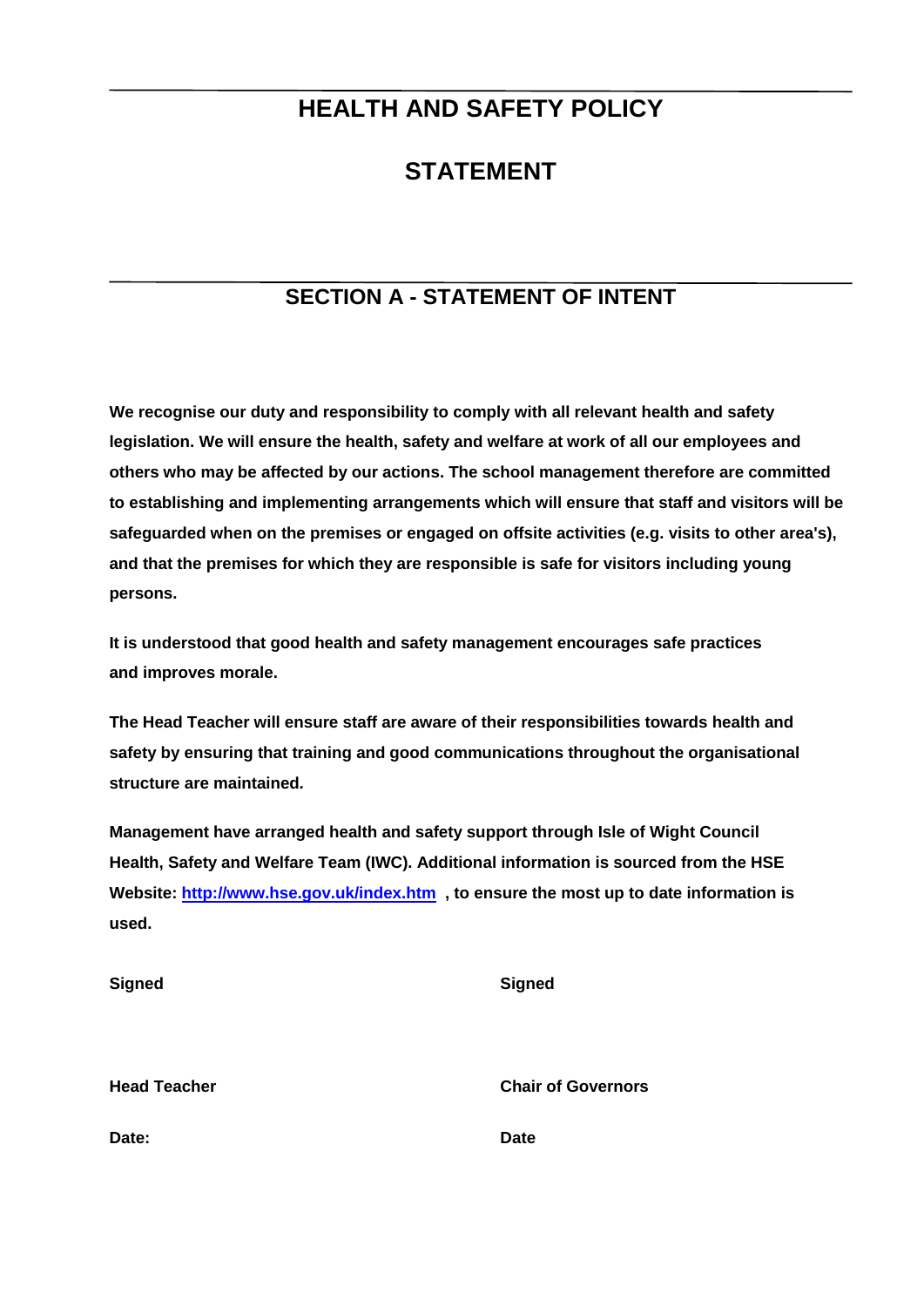# HEALTH AND SAFETY POLICY

# STATEMENT

## SECTION A - STATEMENT OF INTENT

**We recognise our duty and responsibility to comply with all relevant health and safety legislation. We will ensure the health, safety and welfare at work of all our employees and others who may be affected by our actions. The school management therefore are committed to establishing and implementing arrangements which will ensure that staff and visitors will be safeguarded when on the premises or engaged on offsite activities (e.g. visits to other area's), and that the premises for which they are responsible is safe for visitors including young persons.**

**It is understood that good health and safety management encourages safe practices and improves morale.**

**The Head Teacher will ensure staff are aware of their responsibilities towards health and safety by ensuring that training and good communications throughout the organisational structure are maintained.**

**Management have arranged health and safety support through Isle of Wight Council Health, Safety and Welfare Team (IWC). Additional information is sourced from the HSE Website: [http://www.hse.gov.uk/index.htm](http://www.hse.gov.uk/index.htm) , to ensure the most up to date information is used.**

| | |
|---|---|
| **Signed** | **Signed** |
| | |
| **Head Teacher** | **Chair of Governors** |
| **Date:** | **Date** |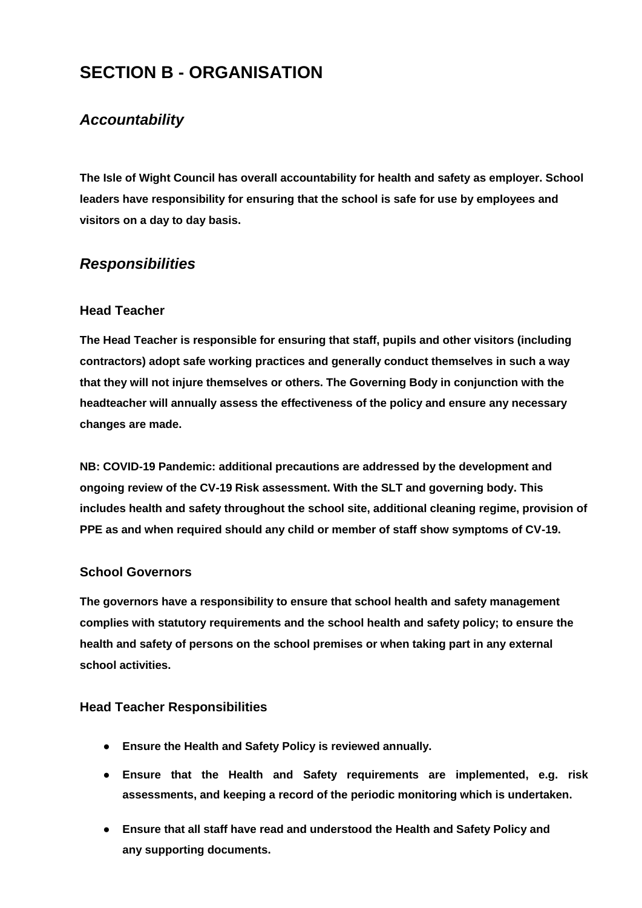# SECTION B - ORGANISATION

## *Accountability*

**The Isle of Wight Council has overall accountability for health and safety as employer. School leaders have responsibility for ensuring that the school is safe for use by employees and visitors on a day to day basis.**

## *Responsibilities*

### Head Teacher

**The Head Teacher is responsible for ensuring that staff, pupils and other visitors (including contractors) adopt safe working practices and generally conduct themselves in such a way that they will not injure themselves or others. The Governing Body in conjunction with the headteacher will annually assess the effectiveness of the policy and ensure any necessary changes are made.**

**NB: COVID-19 Pandemic: additional precautions are addressed by the development and ongoing review of the CV-19 Risk assessment. With the SLT and governing body. This includes health and safety throughout the school site, additional cleaning regime, provision of PPE as and when required should any child or member of staff show symptoms of CV-19.**

### School Governors

**The governors have a responsibility to ensure that school health and safety management complies with statutory requirements and the school health and safety policy; to ensure the health and safety of persons on the school premises or when taking part in any external school activities.**

### Head Teacher Responsibilities

- **Ensure the Health and Safety Policy is reviewed annually.**
- **Ensure that the Health and Safety requirements are implemented, e.g. risk assessments, and keeping a record of the periodic monitoring which is undertaken.**
- **Ensure that all staff have read and understood the Health and Safety Policy and any supporting documents.**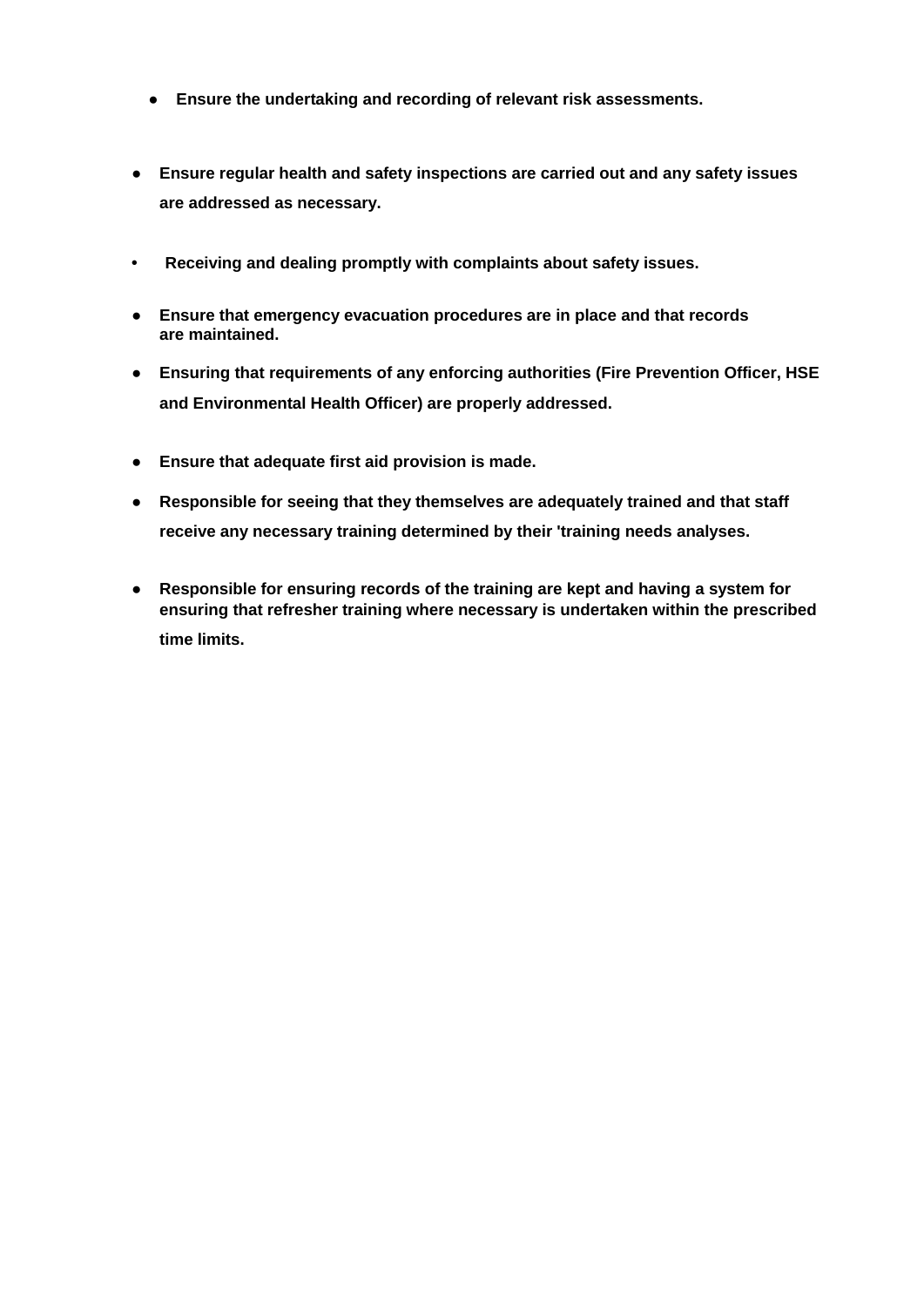- **Ensure the undertaking and recording of relevant risk assessments.**

- **Ensure regular health and safety inspections are carried out and any safety issues are addressed as necessary.**

- **Receiving and dealing promptly with complaints about safety issues.**

- **Ensure that emergency evacuation procedures are in place and that records are maintained.**

- **Ensuring that requirements of any enforcing authorities (Fire Prevention Officer, HSE and Environmental Health Officer) are properly addressed.**

- **Ensure that adequate first aid provision is made.**

- **Responsible for seeing that they themselves are adequately trained and that staff receive any necessary training determined by their 'training needs analyses.**

- **Responsible for ensuring records of the training are kept and having a system for ensuring that refresher training where necessary is undertaken within the prescribed time limits.**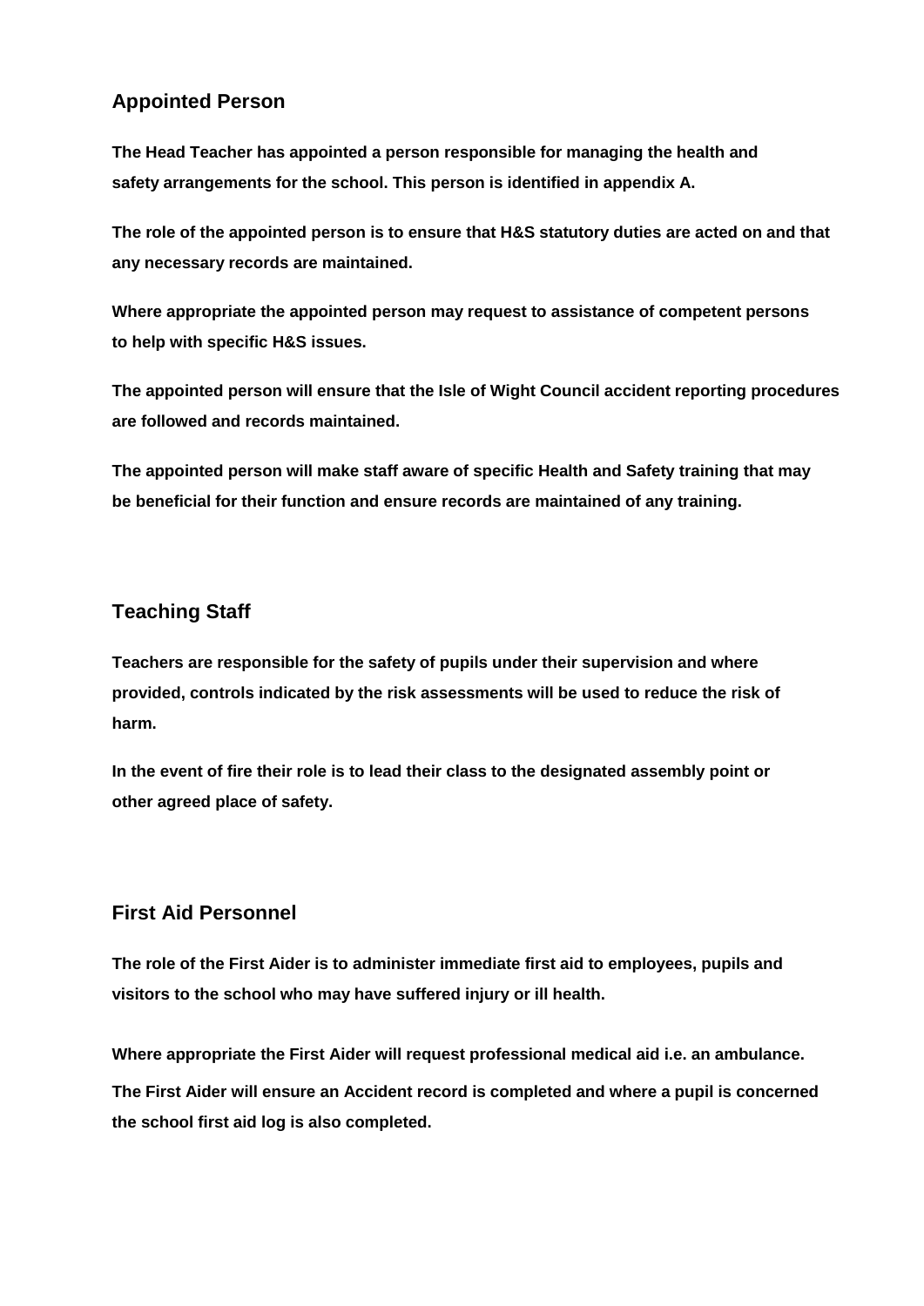## Appointed Person

**The Head Teacher has appointed a person responsible for managing the health and safety arrangements for the school. This person is identified in appendix A.**

**The role of the appointed person is to ensure that H&S statutory duties are acted on and that any necessary records are maintained.**

**Where appropriate the appointed person may request to assistance of competent persons to help with specific H&S issues.**

**The appointed person will ensure that the Isle of Wight Council accident reporting procedures are followed and records maintained.**

**The appointed person will make staff aware of specific Health and Safety training that may be beneficial for their function and ensure records are maintained of any training.**

## Teaching Staff

**Teachers are responsible for the safety of pupils under their supervision and where provided, controls indicated by the risk assessments will be used to reduce the risk of harm.**

**In the event of fire their role is to lead their class to the designated assembly point or other agreed place of safety.**

## First Aid Personnel

**The role of the First Aider is to administer immediate first aid to employees, pupils and visitors to the school who may have suffered injury or ill health.**

**Where appropriate the First Aider will request professional medical aid i.e. an ambulance.**

**The First Aider will ensure an Accident record is completed and where a pupil is concerned the school first aid log is also completed.**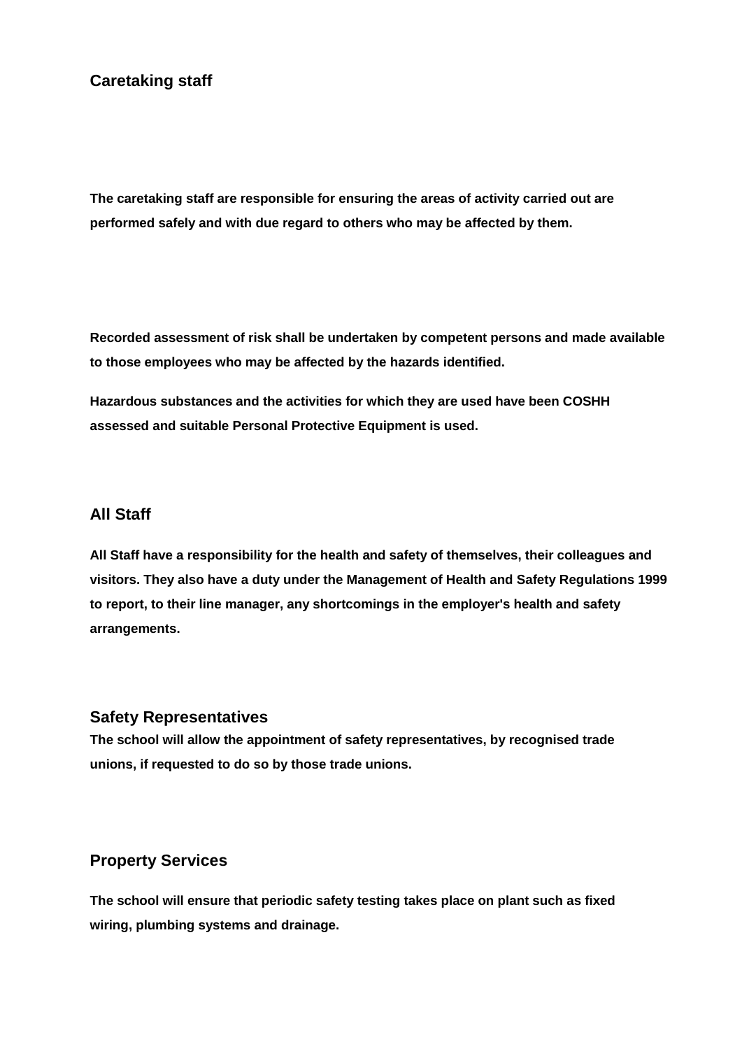### Caretaking staff

**The caretaking staff are responsible for ensuring the areas of activity carried out are performed safely and with due regard to others who may be affected by them.**

**Recorded assessment of risk shall be undertaken by competent persons and made available to those employees who may be affected by the hazards identified.**

**Hazardous substances and the activities for which they are used have been COSHH assessed and suitable Personal Protective Equipment is used.**

### All Staff

**All Staff have a responsibility for the health and safety of themselves, their colleagues and visitors. They also have a duty under the Management of Health and Safety Regulations 1999 to report, to their line manager, any shortcomings in the employer's health and safety arrangements.**

### Safety Representatives

**The school will allow the appointment of safety representatives, by recognised trade unions, if requested to do so by those trade unions.**

### Property Services

**The school will ensure that periodic safety testing takes place on plant such as fixed wiring, plumbing systems and drainage.**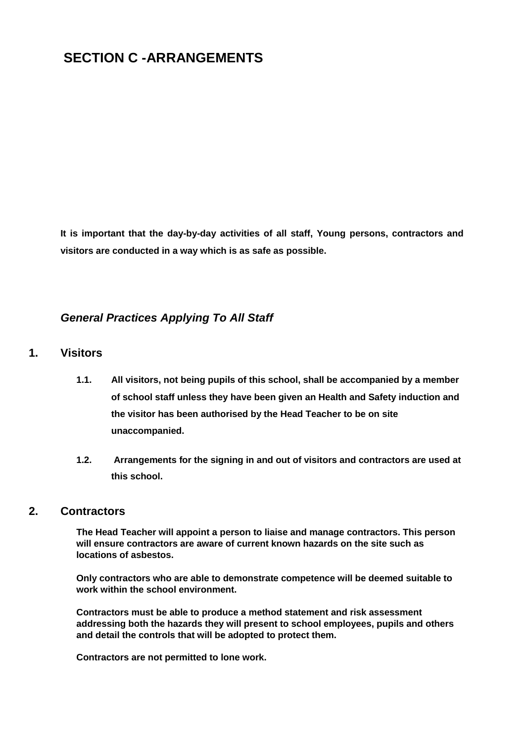# SECTION C -ARRANGEMENTS

**It is important that the day-by-day activities of all staff, Young persons, contractors and visitors are conducted in a way which is as safe as possible.**

### *General Practices Applying To All Staff*

## 1. Visitors

**1.1.** **All visitors, not being pupils of this school, shall be accompanied by a member of school staff unless they have been given an Health and Safety induction and the visitor has been authorised by the Head Teacher to be on site unaccompanied.**

**1.2.** **Arrangements for the signing in and out of visitors and contractors are used at this school.**

## 2. Contractors

**The Head Teacher will appoint a person to liaise and manage contractors. This person will ensure contractors are aware of current known hazards on the site such as locations of asbestos.**

**Only contractors who are able to demonstrate competence will be deemed suitable to work within the school environment.**

**Contractors must be able to produce a method statement and risk assessment addressing both the hazards they will present to school employees, pupils and others and detail the controls that will be adopted to protect them.**

**Contractors are not permitted to lone work.**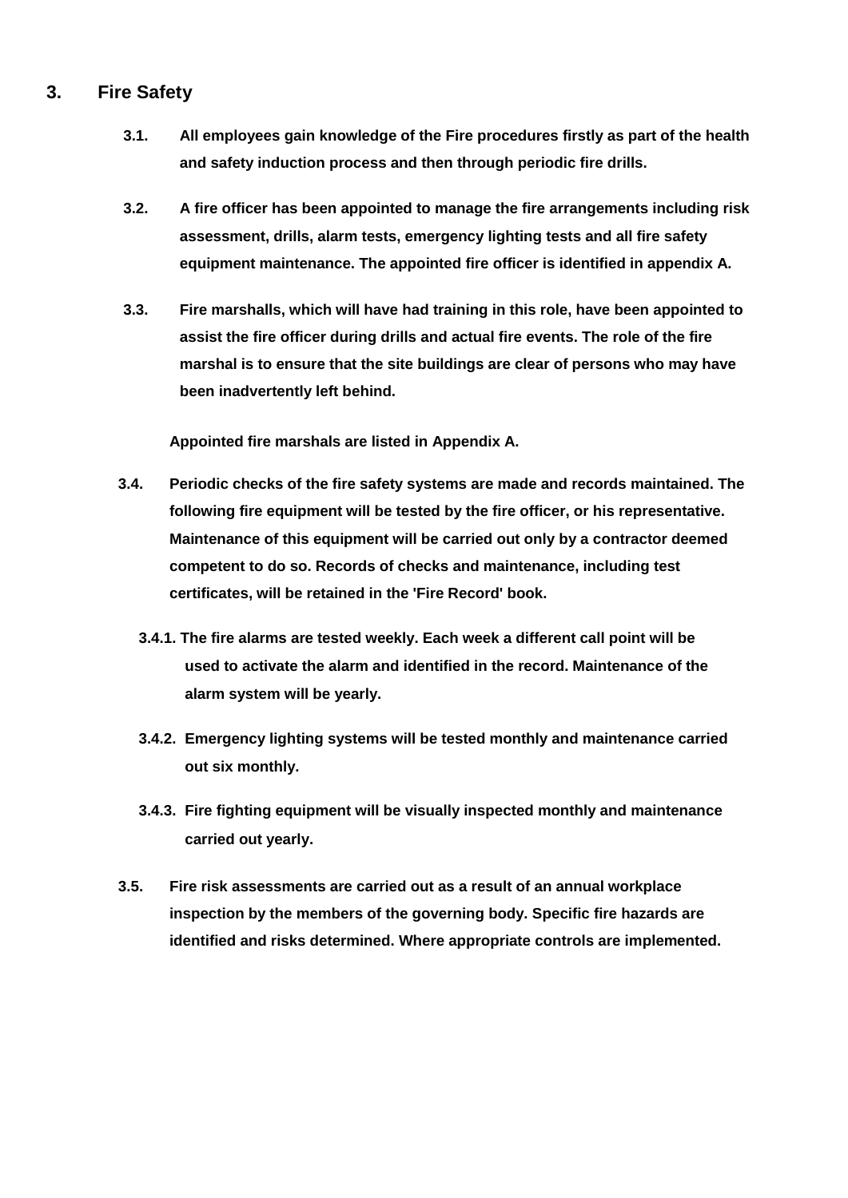## 3. Fire Safety

**3.1. All employees gain knowledge of the Fire procedures firstly as part of the health and safety induction process and then through periodic fire drills.**

**3.2. A fire officer has been appointed to manage the fire arrangements including risk assessment, drills, alarm tests, emergency lighting tests and all fire safety equipment maintenance. The appointed fire officer is identified in appendix A.**

**3.3. Fire marshalls, which will have had training in this role, have been appointed to assist the fire officer during drills and actual fire events. The role of the fire marshal is to ensure that the site buildings are clear of persons who may have been inadvertently left behind.**

**Appointed fire marshals are listed in Appendix A.**

**3.4. Periodic checks of the fire safety systems are made and records maintained. The following fire equipment will be tested by the fire officer, or his representative. Maintenance of this equipment will be carried out only by a contractor deemed competent to do so. Records of checks and maintenance, including test certificates, will be retained in the 'Fire Record' book.**

**3.4.1. The fire alarms are tested weekly. Each week a different call point will be used to activate the alarm and identified in the record. Maintenance of the alarm system will be yearly.**

**3.4.2. Emergency lighting systems will be tested monthly and maintenance carried out six monthly.**

**3.4.3. Fire fighting equipment will be visually inspected monthly and maintenance carried out yearly.**

**3.5. Fire risk assessments are carried out as a result of an annual workplace inspection by the members of the governing body. Specific fire hazards are identified and risks determined. Where appropriate controls are implemented.**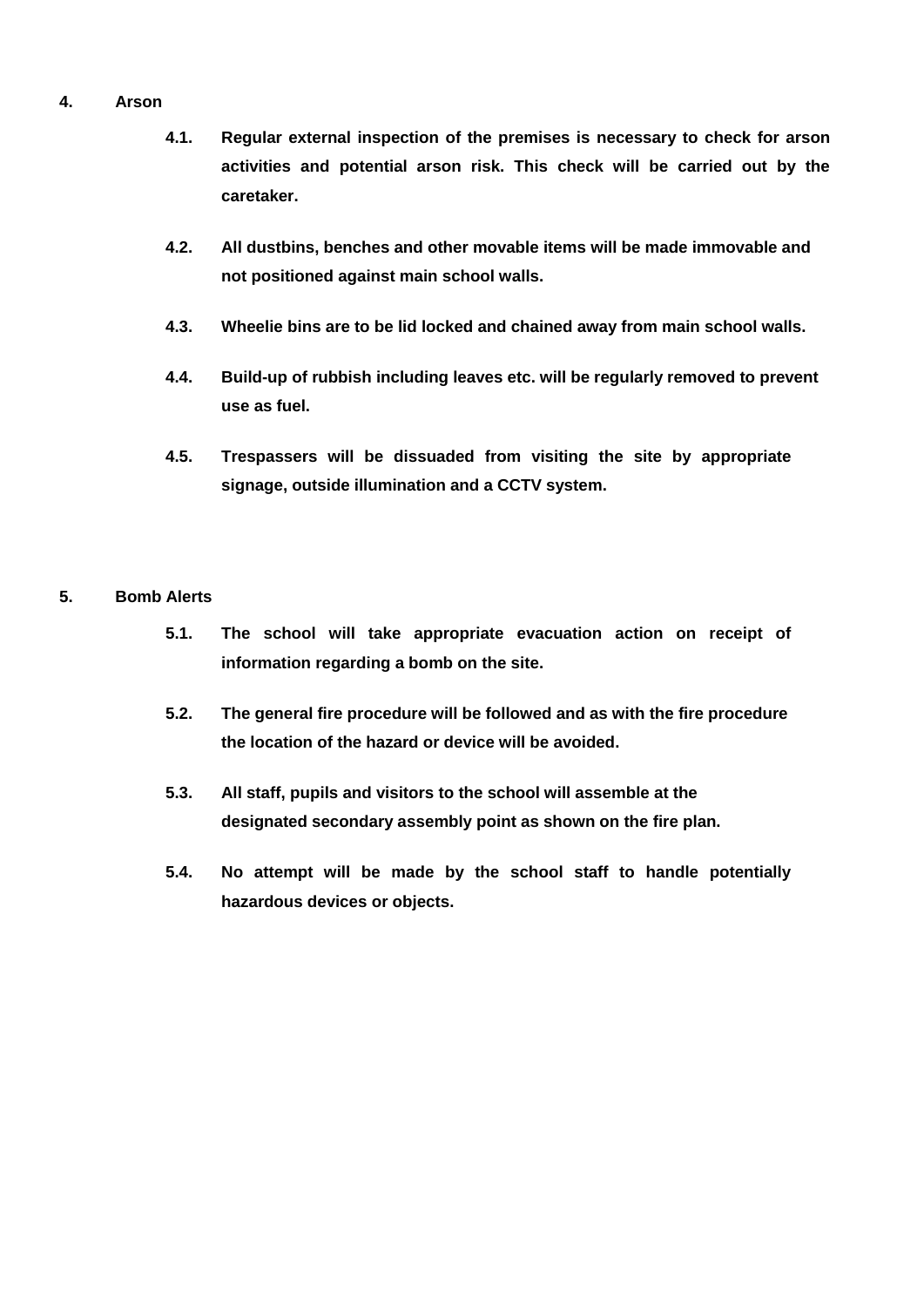## 4. Arson

**4.1.** **Regular external inspection of the premises is necessary to check for arson activities and potential arson risk. This check will be carried out by the caretaker.**

**4.2.** **All dustbins, benches and other movable items will be made immovable and not positioned against main school walls.**

**4.3.** **Wheelie bins are to be lid locked and chained away from main school walls.**

**4.4.** **Build-up of rubbish including leaves etc. will be regularly removed to prevent use as fuel.**

**4.5.** **Trespassers will be dissuaded from visiting the site by appropriate signage, outside illumination and a CCTV system.**

## 5. Bomb Alerts

**5.1.** **The school will take appropriate evacuation action on receipt of information regarding a bomb on the site.**

**5.2.** **The general fire procedure will be followed and as with the fire procedure the location of the hazard or device will be avoided.**

**5.3.** **All staff, pupils and visitors to the school will assemble at the designated secondary assembly point as shown on the fire plan.**

**5.4.** **No attempt will be made by the school staff to handle potentially hazardous devices or objects.**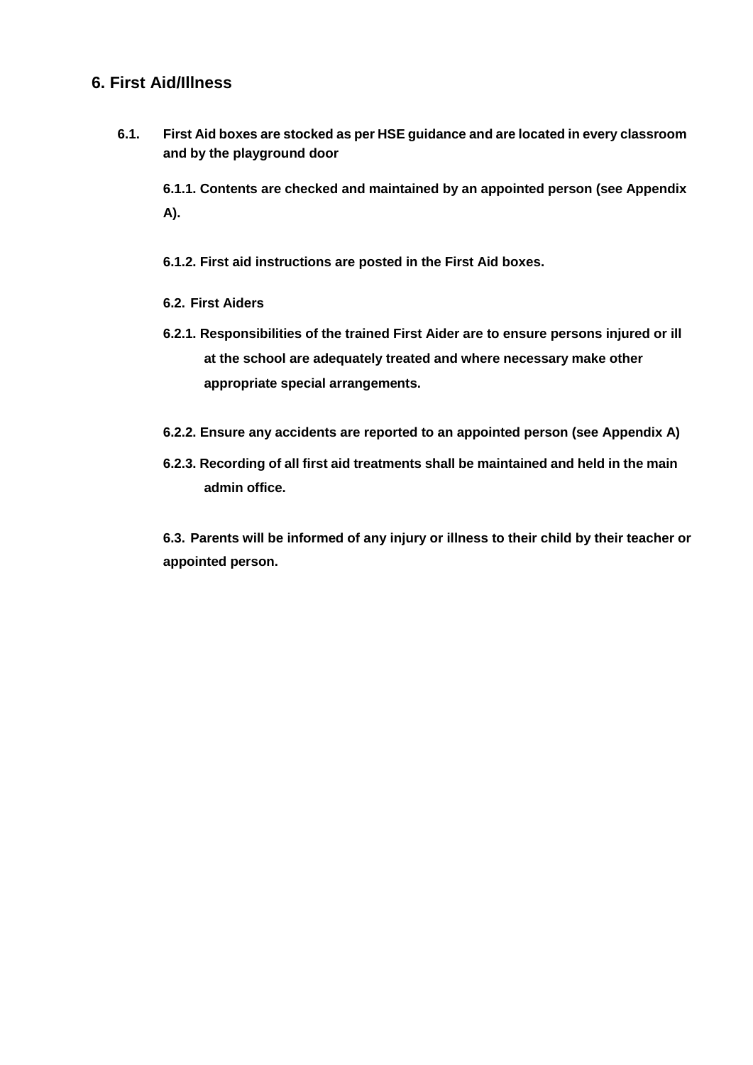## 6. First Aid/Illness

**6.1. First Aid boxes are stocked as per HSE guidance and are located in every classroom and by the playground door**

**6.1.1. Contents are checked and maintained by an appointed person (see Appendix A).**

**6.1.2. First aid instructions are posted in the First Aid boxes.**

**6.2. First Aiders**

**6.2.1. Responsibilities of the trained First Aider are to ensure persons injured or ill at the school are adequately treated and where necessary make other appropriate special arrangements.**

**6.2.2. Ensure any accidents are reported to an appointed person (see Appendix A)**

**6.2.3. Recording of all first aid treatments shall be maintained and held in the main admin office.**

**6.3. Parents will be informed of any injury or illness to their child by their teacher or appointed person.**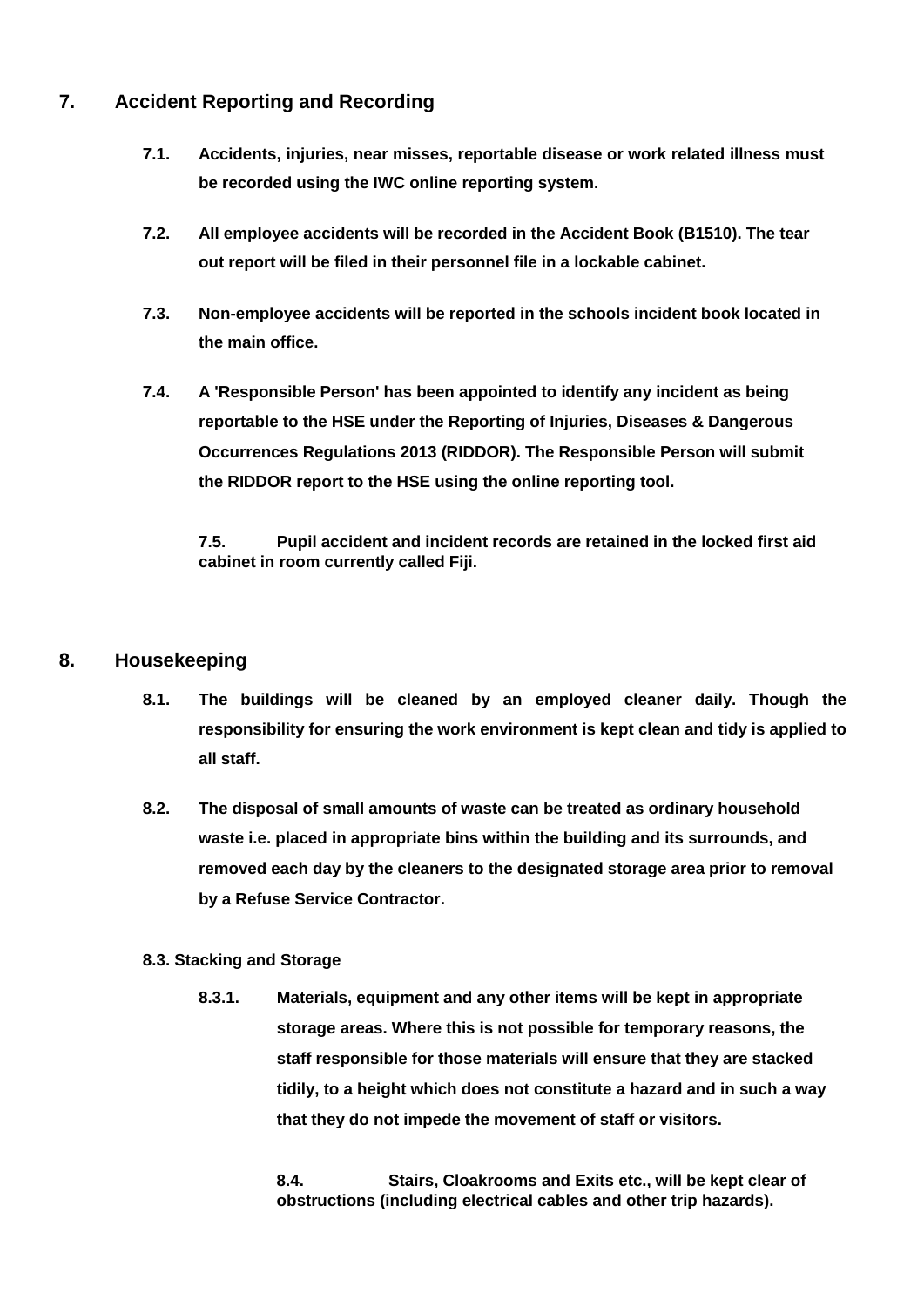## 7. Accident Reporting and Recording

**7.1. Accidents, injuries, near misses, reportable disease or work related illness must be recorded using the IWC online reporting system.**

**7.2. All employee accidents will be recorded in the Accident Book (B1510). The tear out report will be filed in their personnel file in a lockable cabinet.**

**7.3. Non-employee accidents will be reported in the schools incident book located in the main office.**

**7.4. A 'Responsible Person' has been appointed to identify any incident as being reportable to the HSE under the Reporting of Injuries, Diseases & Dangerous Occurrences Regulations 2013 (RIDDOR). The Responsible Person will submit the RIDDOR report to the HSE using the online reporting tool.**

**7.5. Pupil accident and incident records are retained in the locked first aid cabinet in room currently called Fiji.**

## 8. Housekeeping

**8.1. The buildings will be cleaned by an employed cleaner daily. Though the responsibility for ensuring the work environment is kept clean and tidy is applied to all staff.**

**8.2. The disposal of small amounts of waste can be treated as ordinary household waste i.e. placed in appropriate bins within the building and its surrounds, and removed each day by the cleaners to the designated storage area prior to removal by a Refuse Service Contractor.**

### 8.3. Stacking and Storage

**8.3.1. Materials, equipment and any other items will be kept in appropriate storage areas. Where this is not possible for temporary reasons, the staff responsible for those materials will ensure that they are stacked tidily, to a height which does not constitute a hazard and in such a way that they do not impede the movement of staff or visitors.**

**8.4. Stairs, Cloakrooms and Exits etc., will be kept clear of obstructions (including electrical cables and other trip hazards).**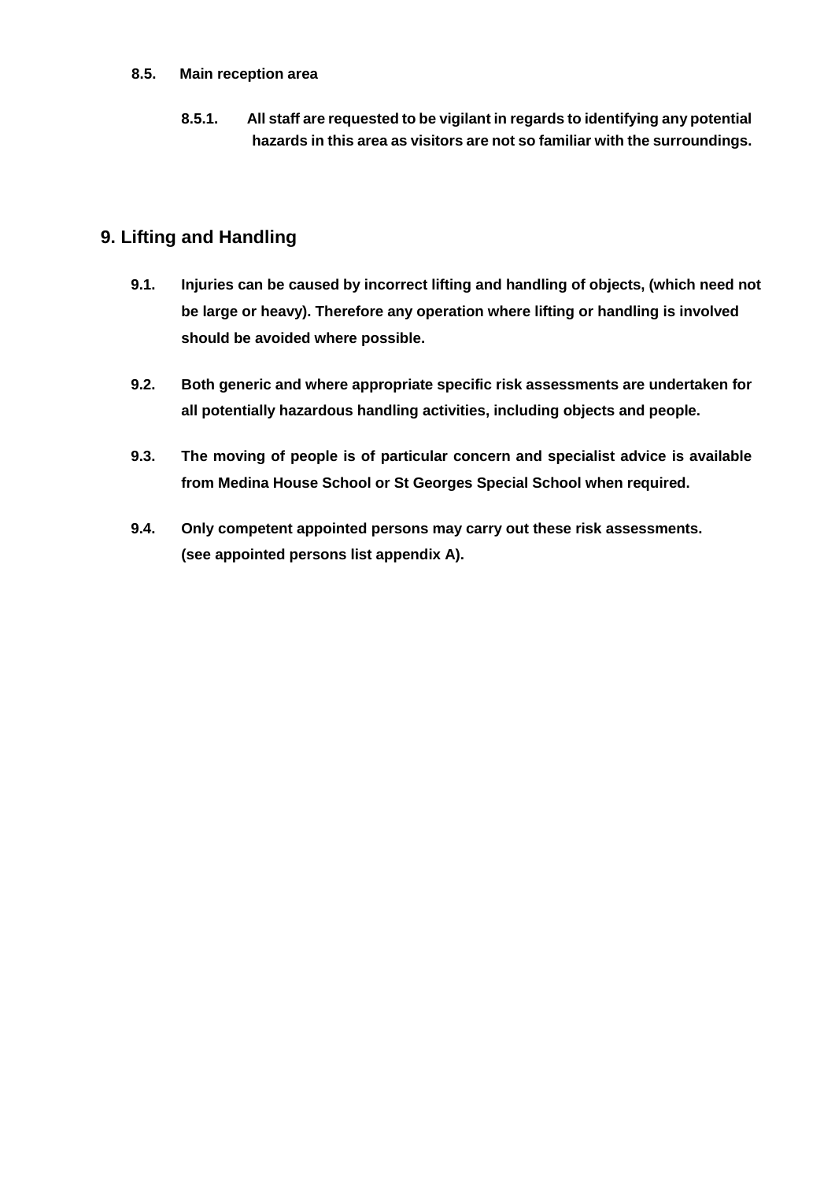**8.5. Main reception area**

**8.5.1. All staff are requested to be vigilant in regards to identifying any potential hazards in this area as visitors are not so familiar with the surroundings.**

## 9. Lifting and Handling

**9.1. Injuries can be caused by incorrect lifting and handling of objects, (which need not be large or heavy). Therefore any operation where lifting or handling is involved should be avoided where possible.**

**9.2. Both generic and where appropriate specific risk assessments are undertaken for all potentially hazardous handling activities, including objects and people.**

**9.3. The moving of people is of particular concern and specialist advice is available from Medina House School or St Georges Special School when required.**

**9.4. Only competent appointed persons may carry out these risk assessments. (see appointed persons list appendix A).**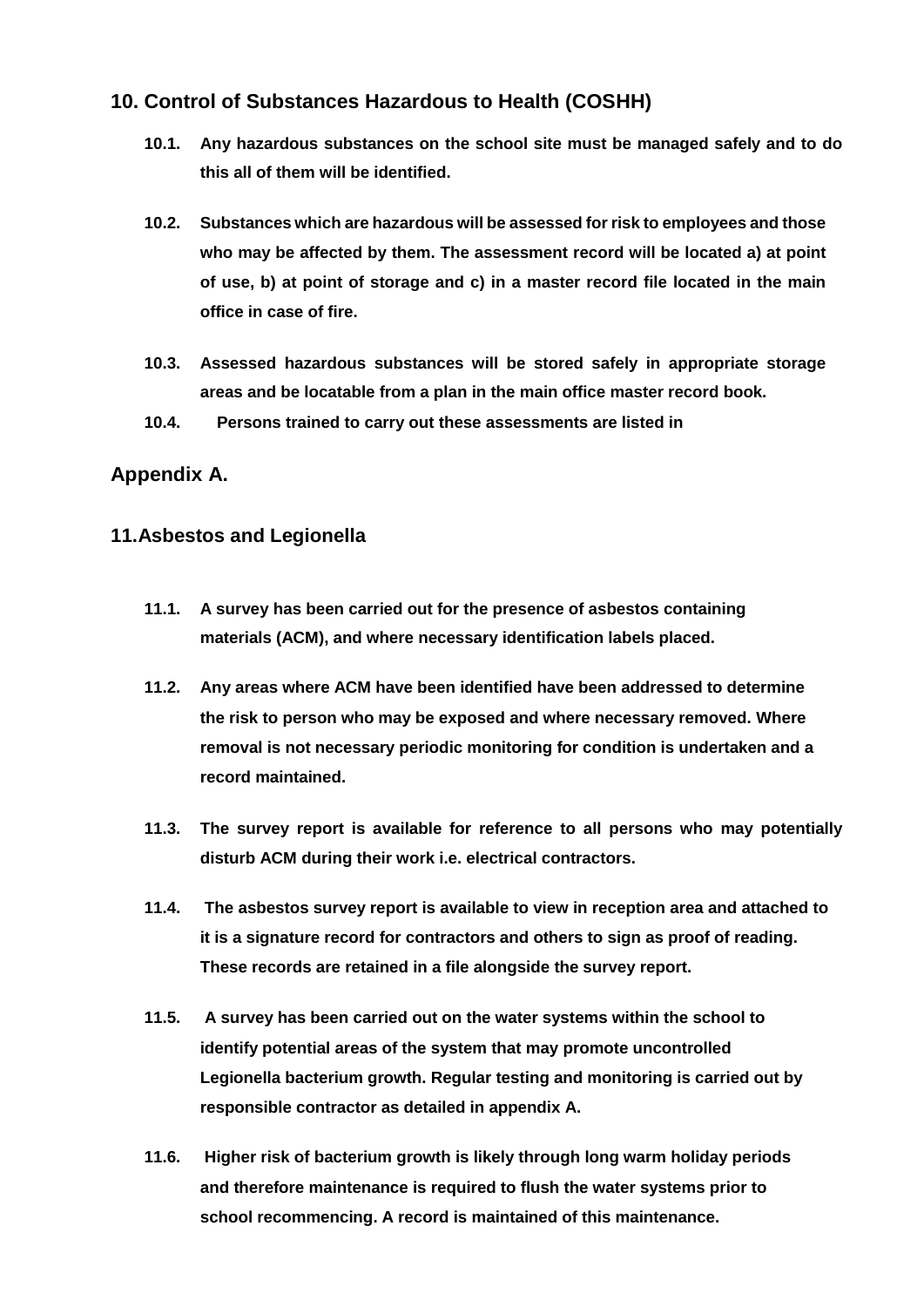## 10. Control of Substances Hazardous to Health (COSHH)

**10.1.** **Any hazardous substances on the school site must be managed safely and to do this all of them will be identified.**

**10.2.** **Substances which are hazardous will be assessed for risk to employees and those who may be affected by them. The assessment record will be located a) at point of use, b) at point of storage and c) in a master record file located in the main office in case of fire.**

**10.3.** **Assessed hazardous substances will be stored safely in appropriate storage areas and be locatable from a plan in the main office master record book.**

**10.4.** **Persons trained to carry out these assessments are listed in**

## Appendix A.

## 11. Asbestos and Legionella

**11.1.** **A survey has been carried out for the presence of asbestos containing materials (ACM), and where necessary identification labels placed.**

**11.2.** **Any areas where ACM have been identified have been addressed to determine the risk to person who may be exposed and where necessary removed. Where removal is not necessary periodic monitoring for condition is undertaken and a record maintained.**

**11.3.** **The survey report is available for reference to all persons who may potentially disturb ACM during their work i.e. electrical contractors.**

**11.4.** **The asbestos survey report is available to view in reception area and attached to it is a signature record for contractors and others to sign as proof of reading. These records are retained in a file alongside the survey report.**

**11.5.** **A survey has been carried out on the water systems within the school to identify potential areas of the system that may promote uncontrolled Legionella bacterium growth. Regular testing and monitoring is carried out by responsible contractor as detailed in appendix A.**

**11.6.** **Higher risk of bacterium growth is likely through long warm holiday periods and therefore maintenance is required to flush the water systems prior to school recommencing. A record is maintained of this maintenance.**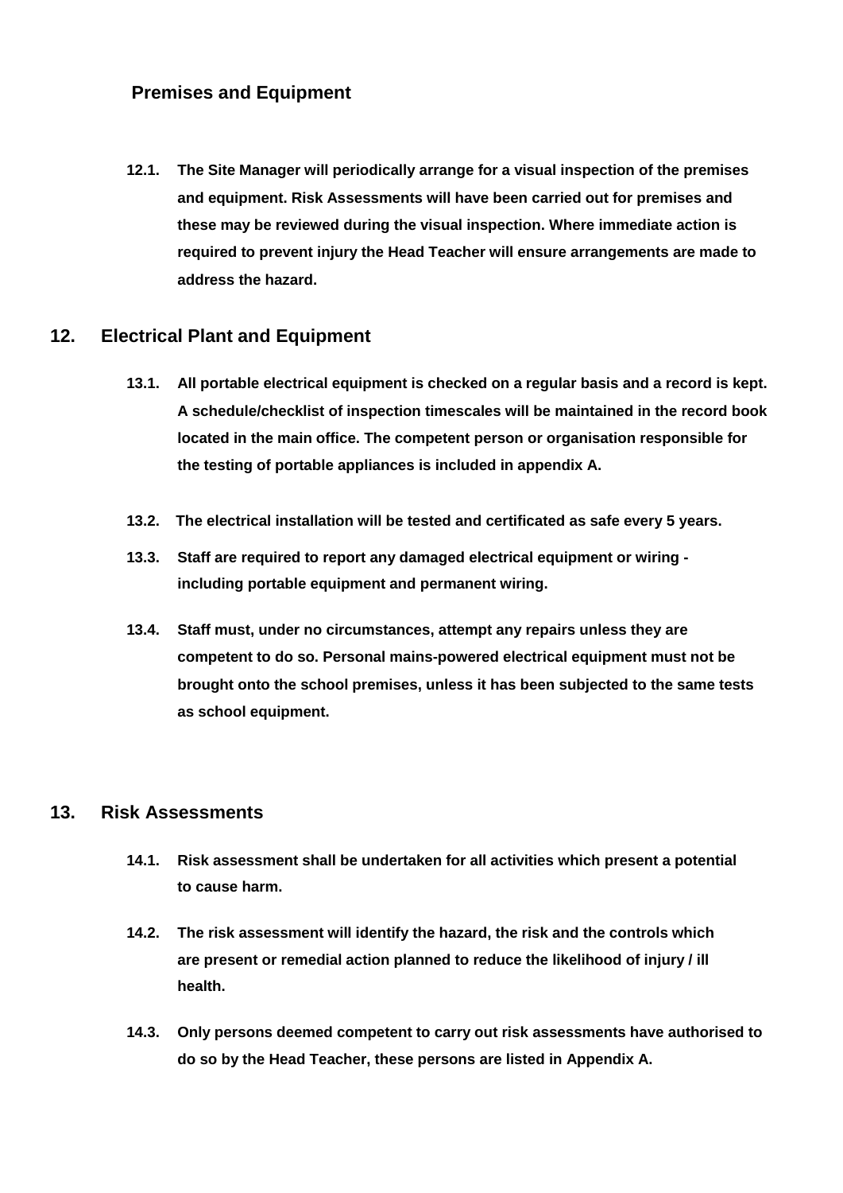## Premises and Equipment

**12.1. The Site Manager will periodically arrange for a visual inspection of the premises and equipment. Risk Assessments will have been carried out for premises and these may be reviewed during the visual inspection. Where immediate action is required to prevent injury the Head Teacher will ensure arrangements are made to address the hazard.**

## 12. Electrical Plant and Equipment

**13.1. All portable electrical equipment is checked on a regular basis and a record is kept. A schedule/checklist of inspection timescales will be maintained in the record book located in the main office. The competent person or organisation responsible for the testing of portable appliances is included in appendix A.**

**13.2. The electrical installation will be tested and certificated as safe every 5 years.**

**13.3. Staff are required to report any damaged electrical equipment or wiring - including portable equipment and permanent wiring.**

**13.4. Staff must, under no circumstances, attempt any repairs unless they are competent to do so. Personal mains-powered electrical equipment must not be brought onto the school premises, unless it has been subjected to the same tests as school equipment.**

## 13. Risk Assessments

**14.1. Risk assessment shall be undertaken for all activities which present a potential to cause harm.**

**14.2. The risk assessment will identify the hazard, the risk and the controls which are present or remedial action planned to reduce the likelihood of injury / ill health.**

**14.3. Only persons deemed competent to carry out risk assessments have authorised to do so by the Head Teacher, these persons are listed in Appendix A.**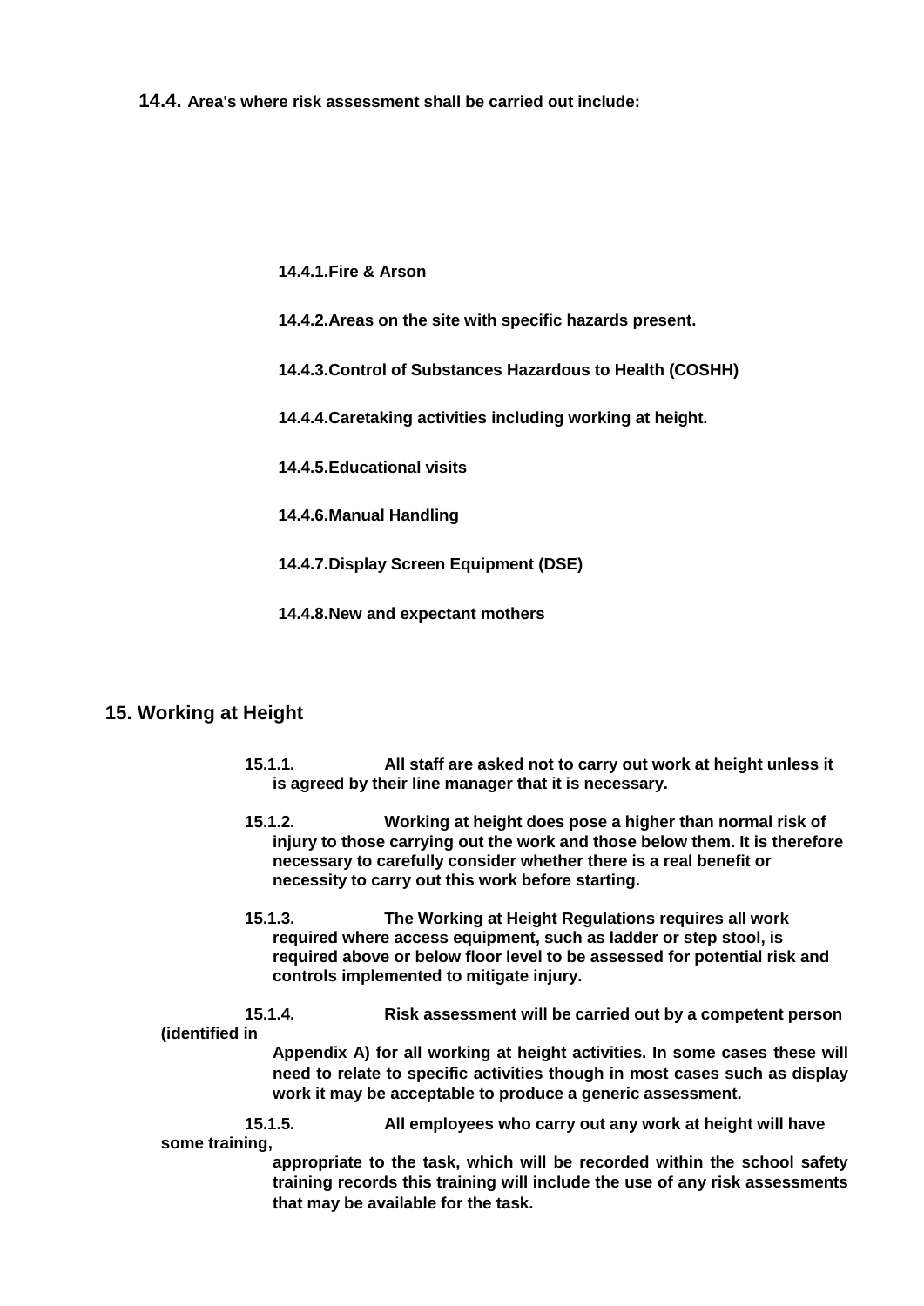**14.4. Area's where risk assessment shall be carried out include:**

**14.4.1.Fire & Arson**

**14.4.2.Areas on the site with specific hazards present.**

**14.4.3.Control of Substances Hazardous to Health (COSHH)**

**14.4.4.Caretaking activities including working at height.**

**14.4.5.Educational visits**

**14.4.6.Manual Handling**

**14.4.7.Display Screen Equipment (DSE)**

**14.4.8.New and expectant mothers**

## 15. Working at Height

**15.1.1. All staff are asked not to carry out work at height unless it is agreed by their line manager that it is necessary.**

**15.1.2. Working at height does pose a higher than normal risk of injury to those carrying out the work and those below them. It is therefore necessary to carefully consider whether there is a real benefit or necessity to carry out this work before starting.**

**15.1.3. The Working at Height Regulations requires all work required where access equipment, such as ladder or step stool, is required above or below floor level to be assessed for potential risk and controls implemented to mitigate injury.**

**15.1.4. Risk assessment will be carried out by a competent person (identified in Appendix A) for all working at height activities. In some cases these will need to relate to specific activities though in most cases such as display work it may be acceptable to produce a generic assessment.**

**15.1.5. All employees who carry out any work at height will have some training, appropriate to the task, which will be recorded within the school safety training records this training will include the use of any risk assessments that may be available for the task.**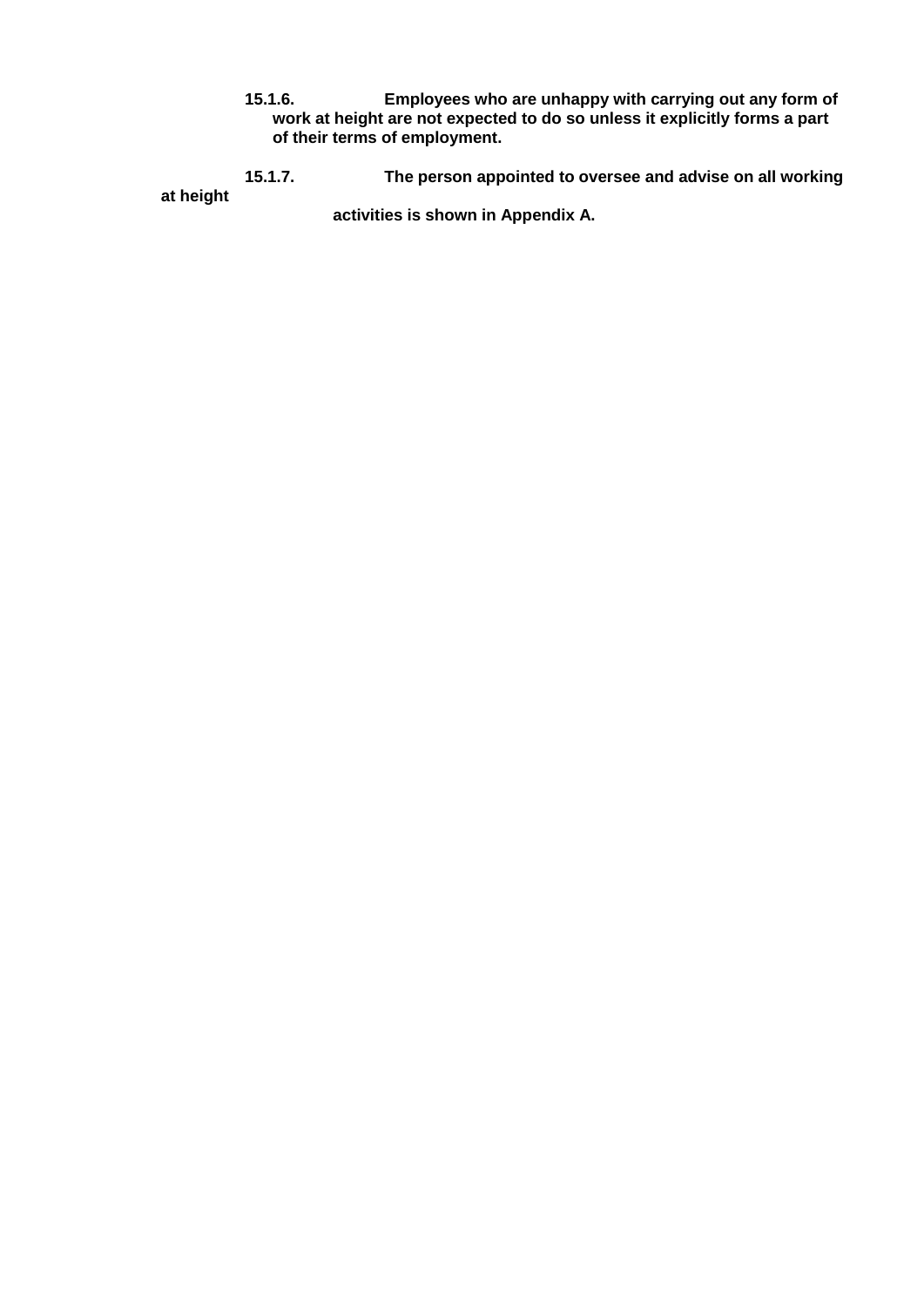**15.1.6. Employees who are unhappy with carrying out any form of work at height are not expected to do so unless it explicitly forms a part of their terms of employment.**

**15.1.7. The person appointed to oversee and advise on all working at height activities is shown in Appendix A.**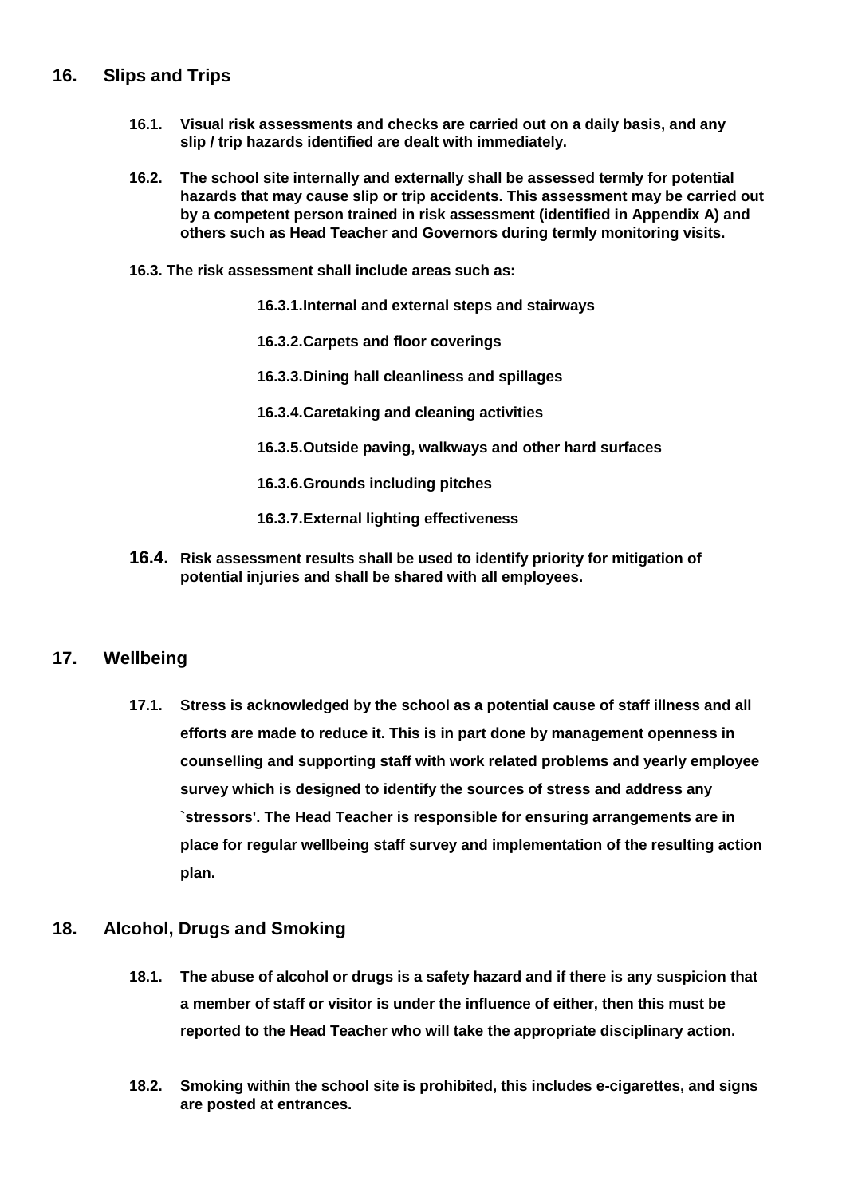## 16. Slips and Trips

**16.1. Visual risk assessments and checks are carried out on a daily basis, and any slip / trip hazards identified are dealt with immediately.**

**16.2. The school site internally and externally shall be assessed termly for potential hazards that may cause slip or trip accidents. This assessment may be carried out by a competent person trained in risk assessment (identified in Appendix A) and others such as Head Teacher and Governors during termly monitoring visits.**

**16.3. The risk assessment shall include areas such as:**

**16.3.1. Internal and external steps and stairways**

**16.3.2. Carpets and floor coverings**

**16.3.3. Dining hall cleanliness and spillages**

**16.3.4. Caretaking and cleaning activities**

**16.3.5. Outside paving, walkways and other hard surfaces**

**16.3.6. Grounds including pitches**

**16.3.7. External lighting effectiveness**

**16.4. Risk assessment results shall be used to identify priority for mitigation of potential injuries and shall be shared with all employees.**

## 17. Wellbeing

**17.1. Stress is acknowledged by the school as a potential cause of staff illness and all efforts are made to reduce it. This is in part done by management openness in counselling and supporting staff with work related problems and yearly employee survey which is designed to identify the sources of stress and address any `stressors'. The Head Teacher is responsible for ensuring arrangements are in place for regular wellbeing staff survey and implementation of the resulting action plan.**

## 18. Alcohol, Drugs and Smoking

**18.1. The abuse of alcohol or drugs is a safety hazard and if there is any suspicion that a member of staff or visitor is under the influence of either, then this must be reported to the Head Teacher who will take the appropriate disciplinary action.**

**18.2. Smoking within the school site is prohibited, this includes e-cigarettes, and signs are posted at entrances.**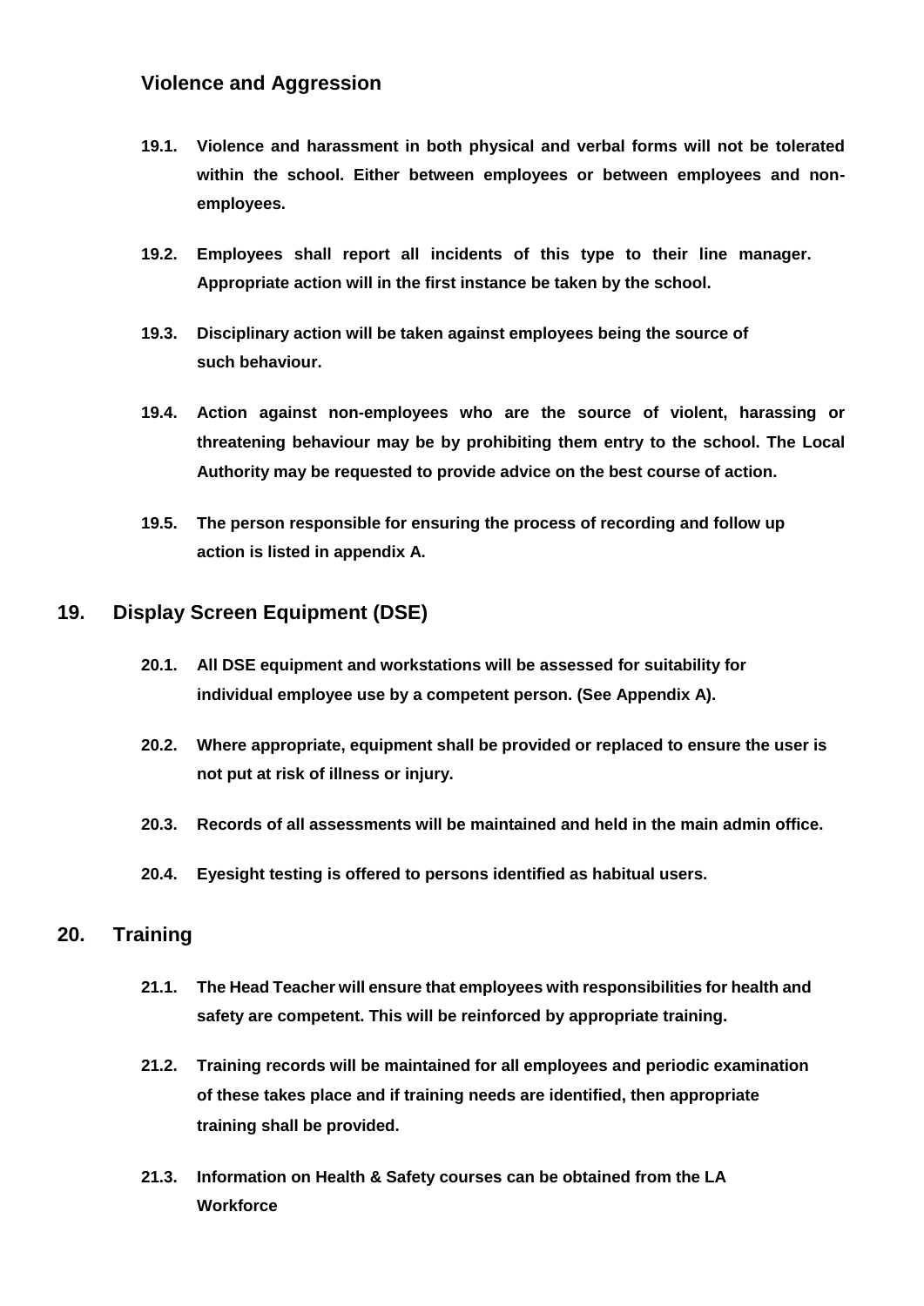### Violence and Aggression

**19.1. Violence and harassment in both physical and verbal forms will not be tolerated within the school. Either between employees or between employees and non-employees.**

**19.2. Employees shall report all incidents of this type to their line manager. Appropriate action will in the first instance be taken by the school.**

**19.3. Disciplinary action will be taken against employees being the source of such behaviour.**

**19.4. Action against non-employees who are the source of violent, harassing or threatening behaviour may be by prohibiting them entry to the school. The Local Authority may be requested to provide advice on the best course of action.**

**19.5. The person responsible for ensuring the process of recording and follow up action is listed in appendix A.**

## 19. Display Screen Equipment (DSE)

**20.1. All DSE equipment and workstations will be assessed for suitability for individual employee use by a competent person. (See Appendix A).**

**20.2. Where appropriate, equipment shall be provided or replaced to ensure the user is not put at risk of illness or injury.**

**20.3. Records of all assessments will be maintained and held in the main admin office.**

**20.4. Eyesight testing is offered to persons identified as habitual users.**

## 20. Training

**21.1. The Head Teacher will ensure that employees with responsibilities for health and safety are competent. This will be reinforced by appropriate training.**

**21.2. Training records will be maintained for all employees and periodic examination of these takes place and if training needs are identified, then appropriate training shall be provided.**

**21.3. Information on Health & Safety courses can be obtained from the LA Workforce**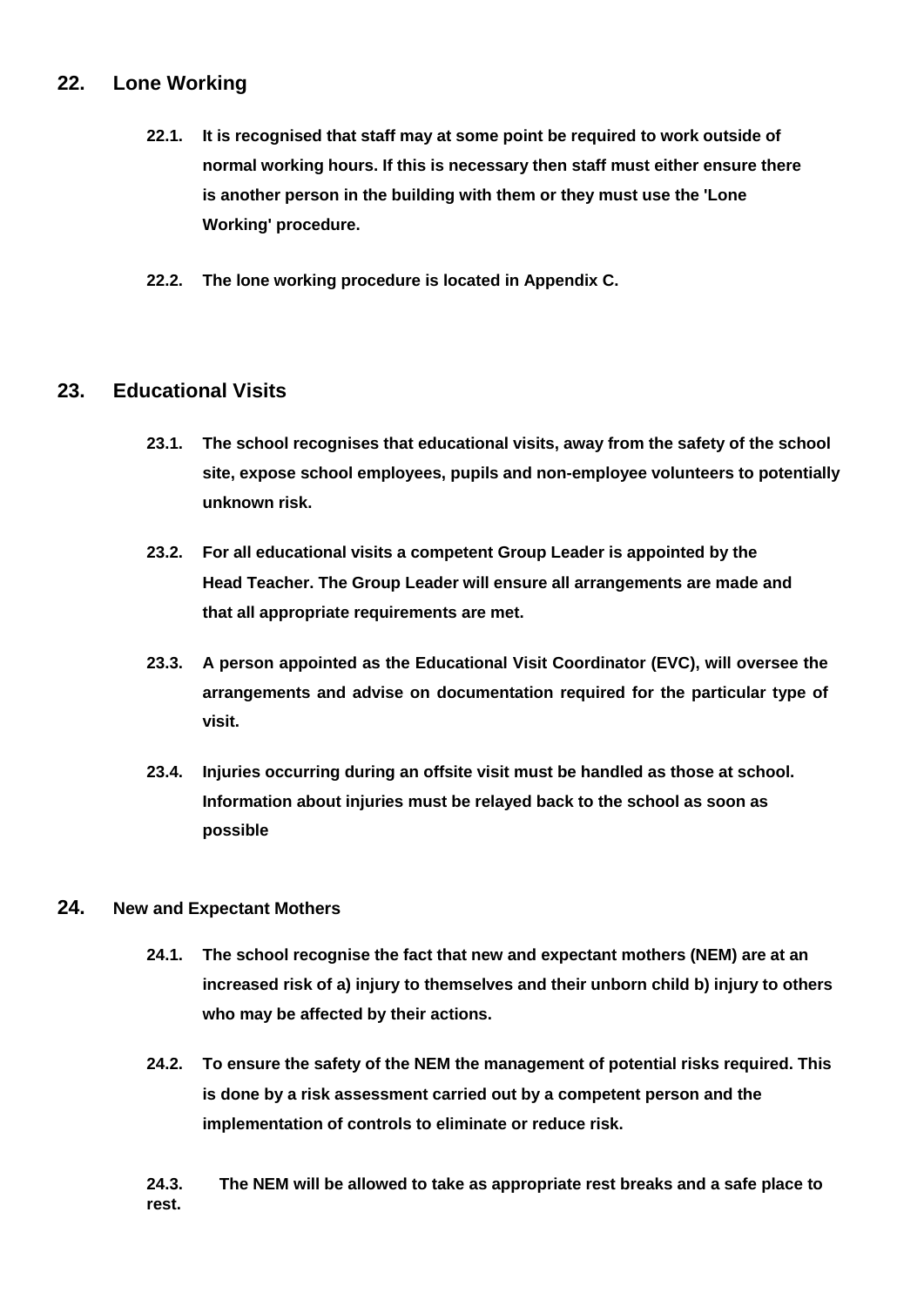## 22. Lone Working

**22.1. It is recognised that staff may at some point be required to work outside of normal working hours. If this is necessary then staff must either ensure there is another person in the building with them or they must use the 'Lone Working' procedure.**

**22.2. The lone working procedure is located in Appendix C.**

## 23. Educational Visits

**23.1. The school recognises that educational visits, away from the safety of the school site, expose school employees, pupils and non-employee volunteers to potentially unknown risk.**

**23.2. For all educational visits a competent Group Leader is appointed by the Head Teacher. The Group Leader will ensure all arrangements are made and that all appropriate requirements are met.**

**23.3. A person appointed as the Educational Visit Coordinator (EVC), will oversee the arrangements and advise on documentation required for the particular type of visit.**

**23.4. Injuries occurring during an offsite visit must be handled as those at school. Information about injuries must be relayed back to the school as soon as possible**

## 24. New and Expectant Mothers

**24.1. The school recognise the fact that new and expectant mothers (NEM) are at an increased risk of a) injury to themselves and their unborn child b) injury to others who may be affected by their actions.**

**24.2. To ensure the safety of the NEM the management of potential risks required. This is done by a risk assessment carried out by a competent person and the implementation of controls to eliminate or reduce risk.**

**24.3. The NEM will be allowed to take as appropriate rest breaks and a safe place to rest.**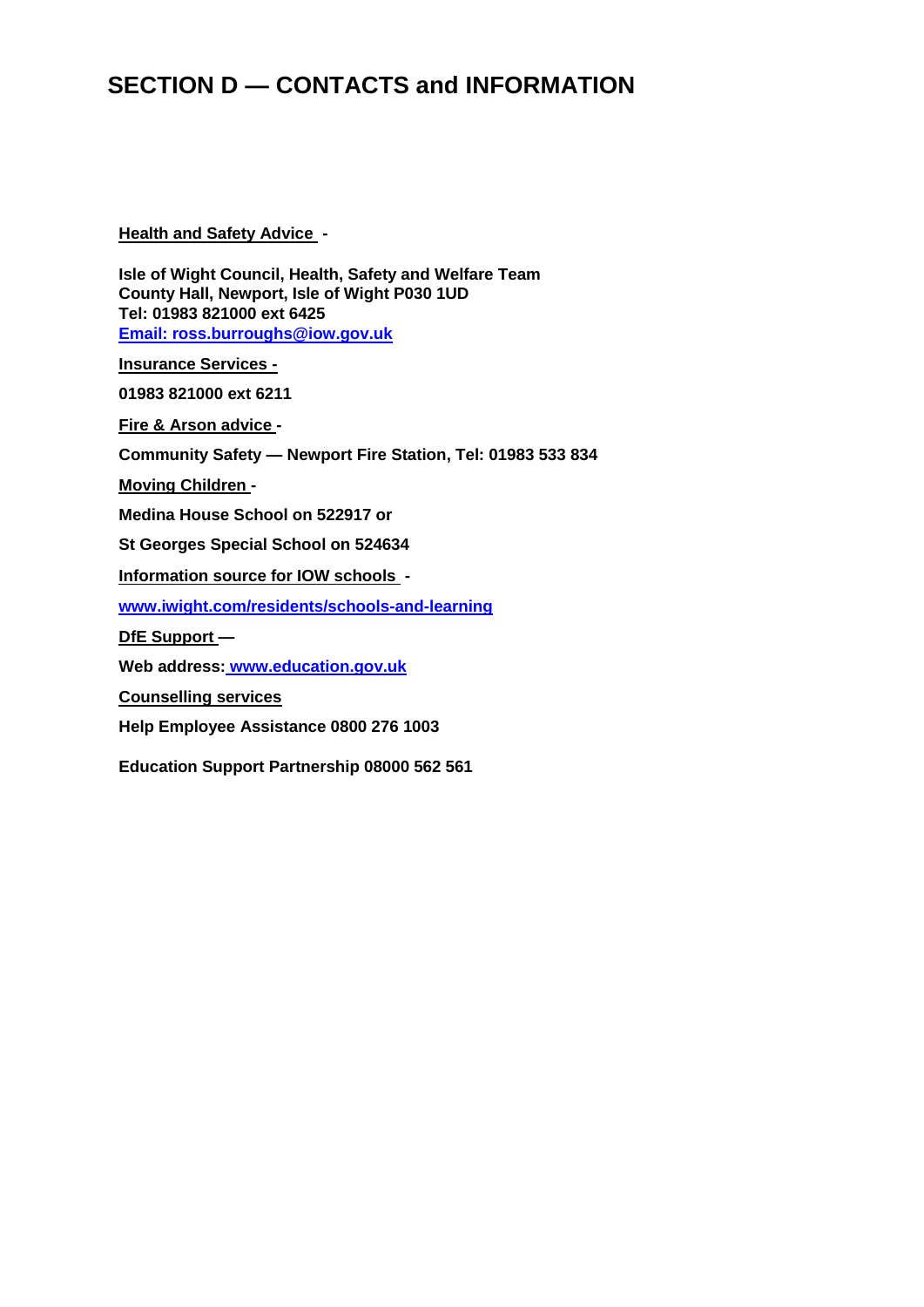# SECTION D — CONTACTS and INFORMATION

**Health and Safety Advice -**

**Isle of Wight Council, Health, Safety and Welfare Team**
**County Hall, Newport, Isle of Wight P030 1UD**
**Tel: 01983 821000 ext 6425**
**Email: ross.burroughs@iow.gov.uk**

**Insurance Services -**

**01983 821000 ext 6211**

**Fire & Arson advice -**

**Community Safety — Newport Fire Station, Tel: 01983 533 834**

**Moving Children -**

**Medina House School on 522917 or**

**St Georges Special School on 524634**

**Information source for IOW schools -**

**www.iwight.com/residents/schools-and-learning**

**DfE Support —**

**Web address: www.education.gov.uk**

**Counselling services**

**Help Employee Assistance 0800 276 1003**

**Education Support Partnership 08000 562 561**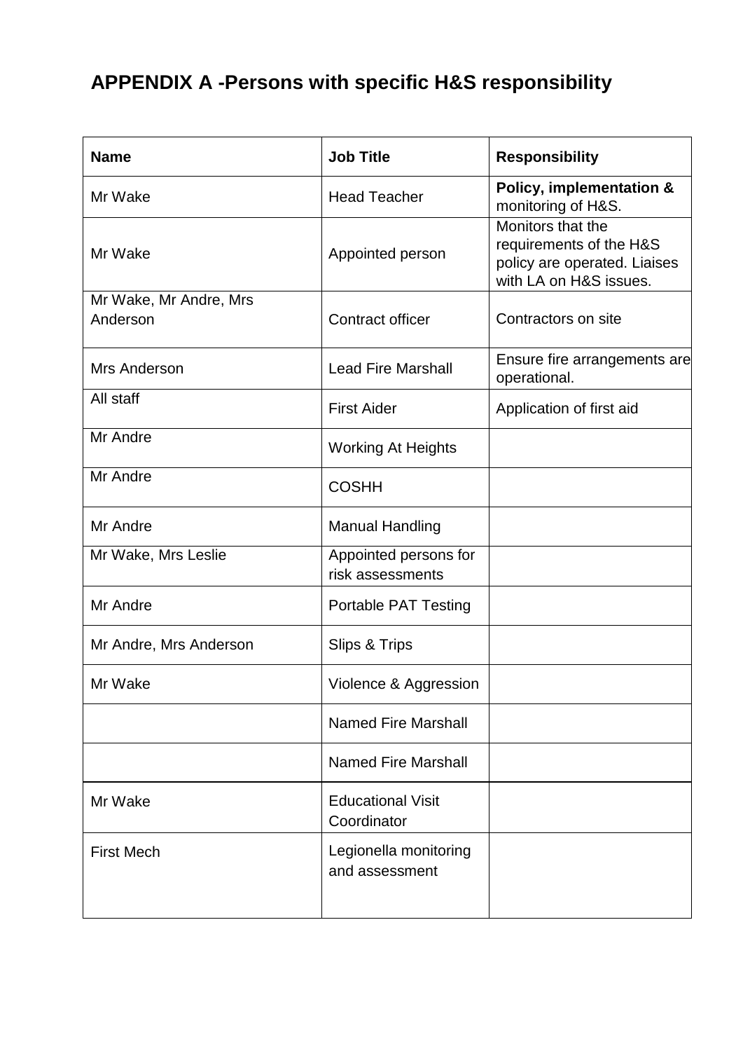## APPENDIX A -Persons with specific H&S responsibility

| Name | Job Title | Responsibility |
|---|---|---|
| Mr Wake | Head Teacher | **Policy, implementation &** monitoring of H&S. |
| Mr Wake | Appointed person | Monitors that the requirements of the H&S policy are operated. Liaises with LA on H&S issues. |
| Mr Wake, Mr Andre, Mrs Anderson | Contract officer | Contractors on site |
| Mrs Anderson | Lead Fire Marshall | Ensure fire arrangements are operational. |
| All staff | First Aider | Application of first aid |
| Mr Andre | Working At Heights | |
| Mr Andre | COSHH | |
| Mr Andre | Manual Handling | |
| Mr Wake, Mrs Leslie | Appointed persons for risk assessments | |
| Mr Andre | Portable PAT Testing | |
| Mr Andre, Mrs Anderson | Slips & Trips | |
| Mr Wake | Violence & Aggression | |
| | Named Fire Marshall | |
| | Named Fire Marshall | |
| Mr Wake | Educational Visit Coordinator | |
| First Mech | Legionella monitoring and assessment | |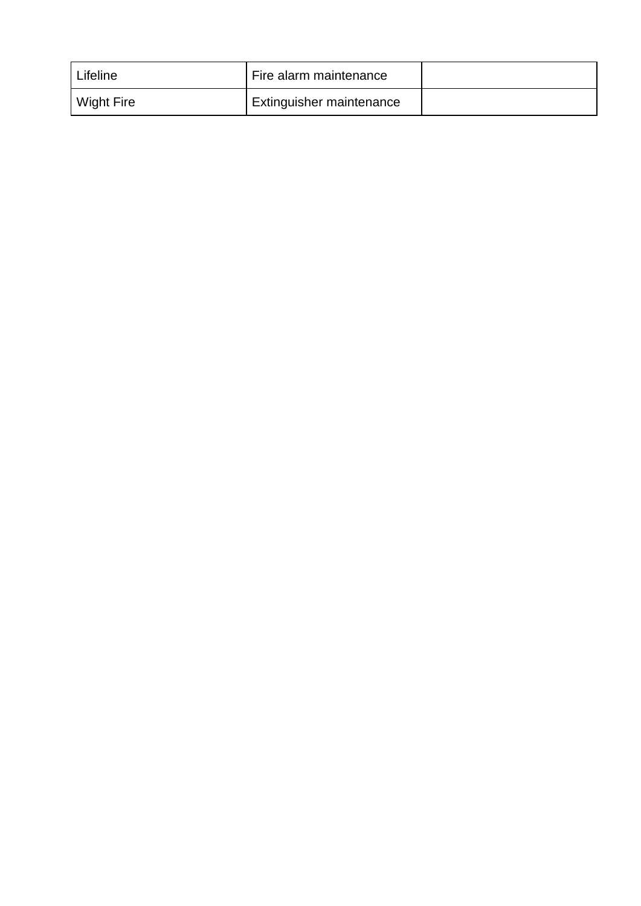| Lifeline | Fire alarm maintenance | |
|---|---|---|
| Wight Fire | Extinguisher maintenance | |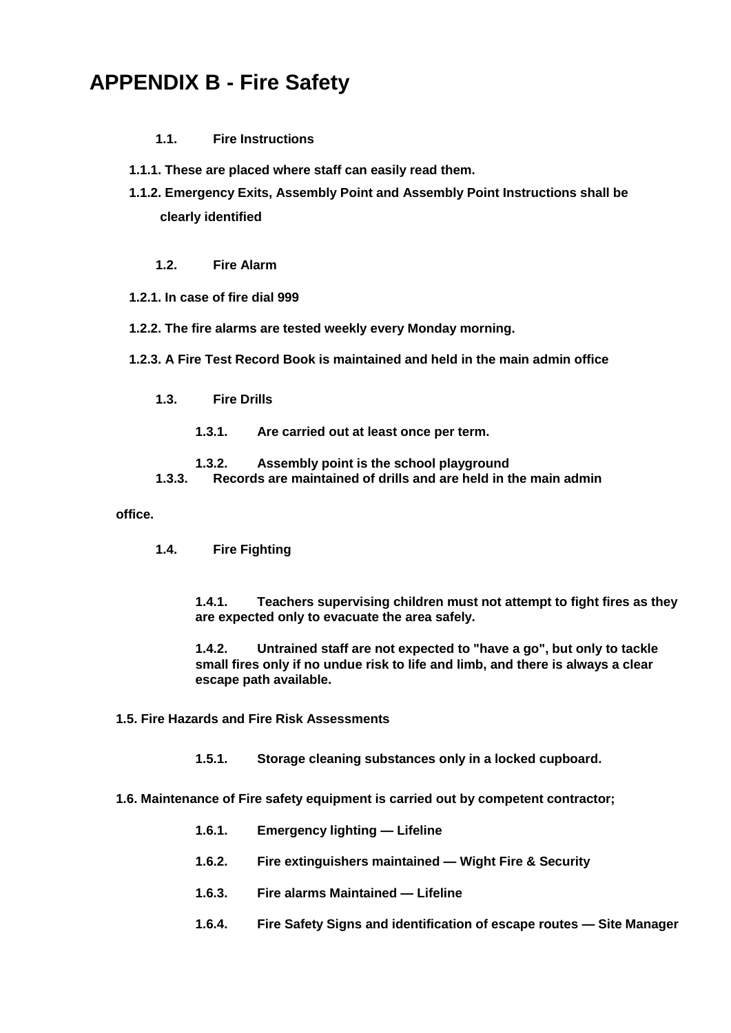# APPENDIX B - Fire Safety

**1.1. Fire Instructions**

**1.1.1. These are placed where staff can easily read them.**

**1.1.2. Emergency Exits, Assembly Point and Assembly Point Instructions shall be clearly identified**

**1.2. Fire Alarm**

**1.2.1. In case of fire dial 999**

**1.2.2. The fire alarms are tested weekly every Monday morning.**

**1.2.3. A Fire Test Record Book is maintained and held in the main admin office**

**1.3. Fire Drills**

**1.3.1. Are carried out at least once per term.**

**1.3.2. Assembly point is the school playground**

**1.3.3. Records are maintained of drills and are held in the main admin office.**

**1.4. Fire Fighting**

**1.4.1. Teachers supervising children must not attempt to fight fires as they are expected only to evacuate the area safely.**

**1.4.2. Untrained staff are not expected to "have a go", but only to tackle small fires only if no undue risk to life and limb, and there is always a clear escape path available.**

**1.5. Fire Hazards and Fire Risk Assessments**

**1.5.1. Storage cleaning substances only in a locked cupboard.**

**1.6. Maintenance of Fire safety equipment is carried out by competent contractor;**

**1.6.1. Emergency lighting — Lifeline**

**1.6.2. Fire extinguishers maintained — Wight Fire & Security**

**1.6.3. Fire alarms Maintained — Lifeline**

**1.6.4. Fire Safety Signs and identification of escape routes — Site Manager**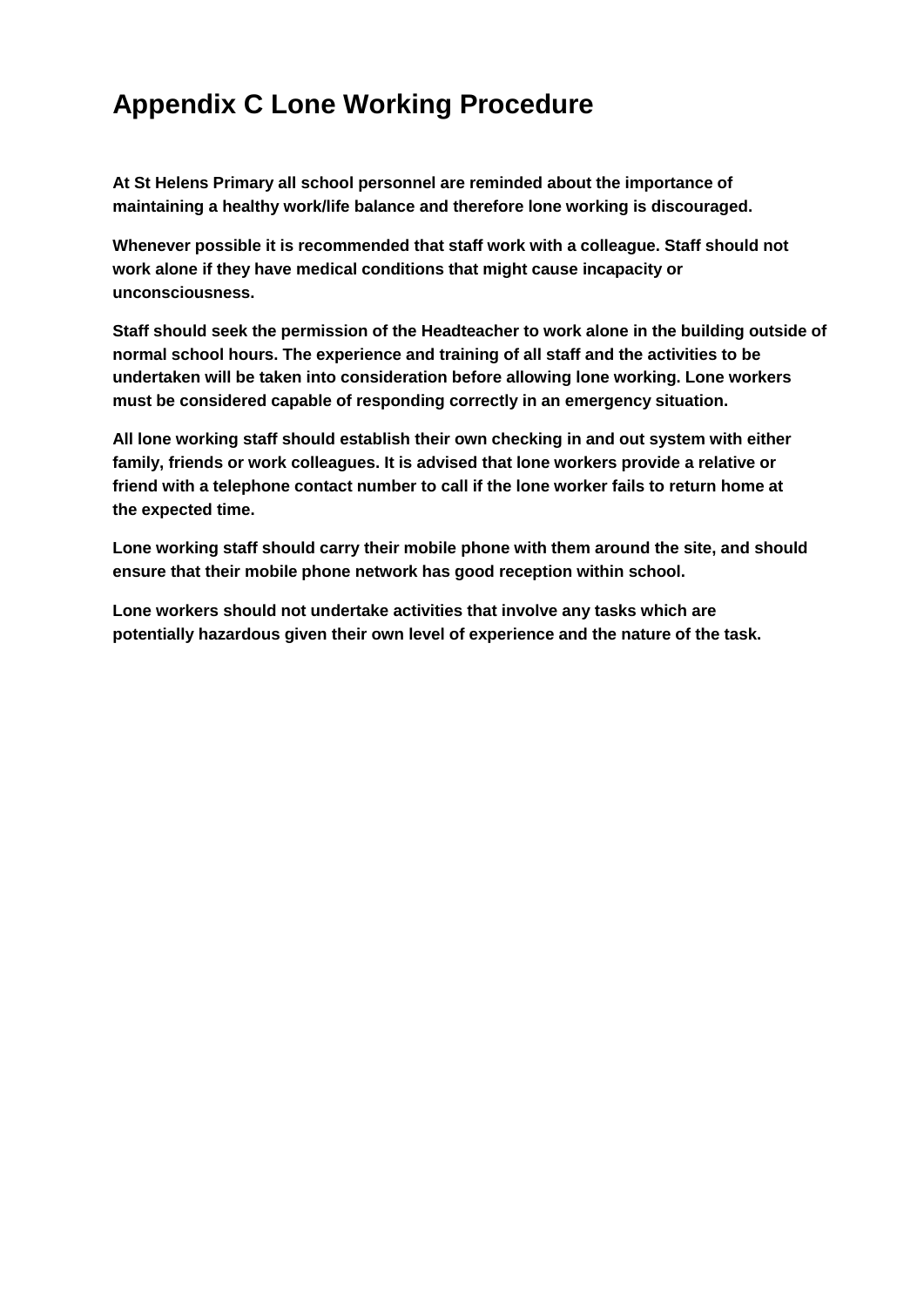# Appendix C Lone Working Procedure

**At St Helens Primary all school personnel are reminded about the importance of maintaining a healthy work/life balance and therefore lone working is discouraged.**

**Whenever possible it is recommended that staff work with a colleague. Staff should not work alone if they have medical conditions that might cause incapacity or unconsciousness.**

**Staff should seek the permission of the Headteacher to work alone in the building outside of normal school hours. The experience and training of all staff and the activities to be undertaken will be taken into consideration before allowing lone working. Lone workers must be considered capable of responding correctly in an emergency situation.**

**All lone working staff should establish their own checking in and out system with either family, friends or work colleagues. It is advised that lone workers provide a relative or friend with a telephone contact number to call if the lone worker fails to return home at the expected time.**

**Lone working staff should carry their mobile phone with them around the site, and should ensure that their mobile phone network has good reception within school.**

**Lone workers should not undertake activities that involve any tasks which are potentially hazardous given their own level of experience and the nature of the task.**